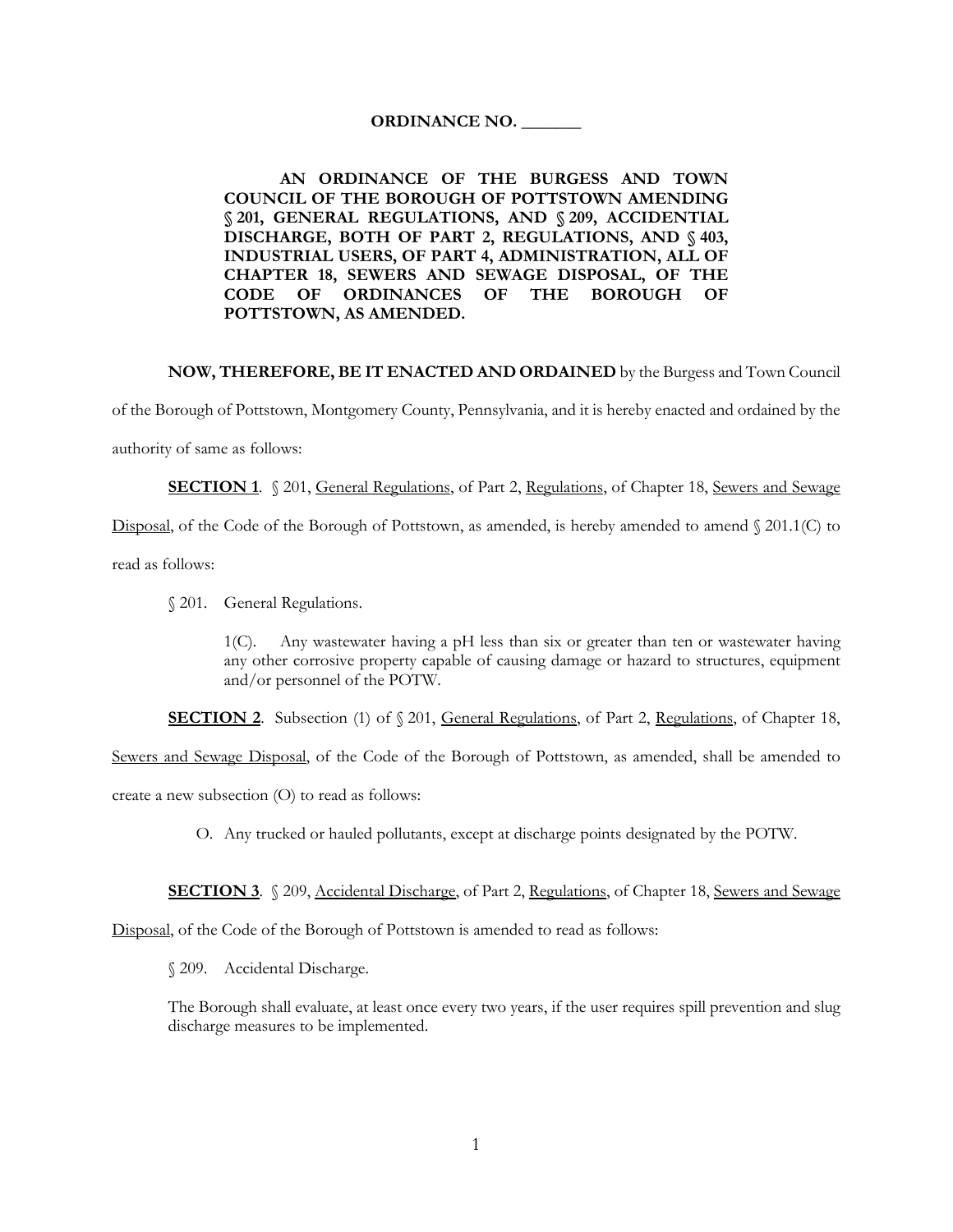**ORDINANCE NO. \_\_\_\_\_\_\_**

**AN ORDINANCE OF THE BURGESS AND TOWN COUNCIL OF THE BOROUGH OF POTTSTOWN AMENDING § 201, GENERAL REGULATIONS, AND § 209, ACCIDENTIAL DISCHARGE, BOTH OF PART 2, REGULATIONS, AND § 403, INDUSTRIAL USERS, OF PART 4, ADMINISTRATION, ALL OF CHAPTER 18, SEWERS AND SEWAGE DISPOSAL, OF THE CODE OF ORDINANCES OF THE BOROUGH OF POTTSTOWN, AS AMENDED.**

**NOW, THEREFORE, BE IT ENACTED AND ORDAINED** by the Burgess and Town Council of the Borough of Pottstown, Montgomery County, Pennsylvania, and it is hereby enacted and ordained by the authority of same as follows:

**SECTION 1**. § 201, General Regulations, of Part 2, Regulations, of Chapter 18, Sewers and Sewage Disposal, of the Code of the Borough of Pottstown, as amended, is hereby amended to amend § 201.1(C) to read as follows:

§ 201. General Regulations.

1(C). Any wastewater having a pH less than six or greater than ten or wastewater having any other corrosive property capable of causing damage or hazard to structures, equipment and/or personnel of the POTW.

**SECTION 2**. Subsection (1) of § 201, General Regulations, of Part 2, Regulations, of Chapter 18, Sewers and Sewage Disposal, of the Code of the Borough of Pottstown, as amended, shall be amended to create a new subsection (O) to read as follows:

O. Any trucked or hauled pollutants, except at discharge points designated by the POTW.

**SECTION 3**. § 209, Accidental Discharge, of Part 2, Regulations, of Chapter 18, Sewers and Sewage Disposal, of the Code of the Borough of Pottstown is amended to read as follows:

§ 209. Accidental Discharge.

The Borough shall evaluate, at least once every two years, if the user requires spill prevention and slug discharge measures to be implemented.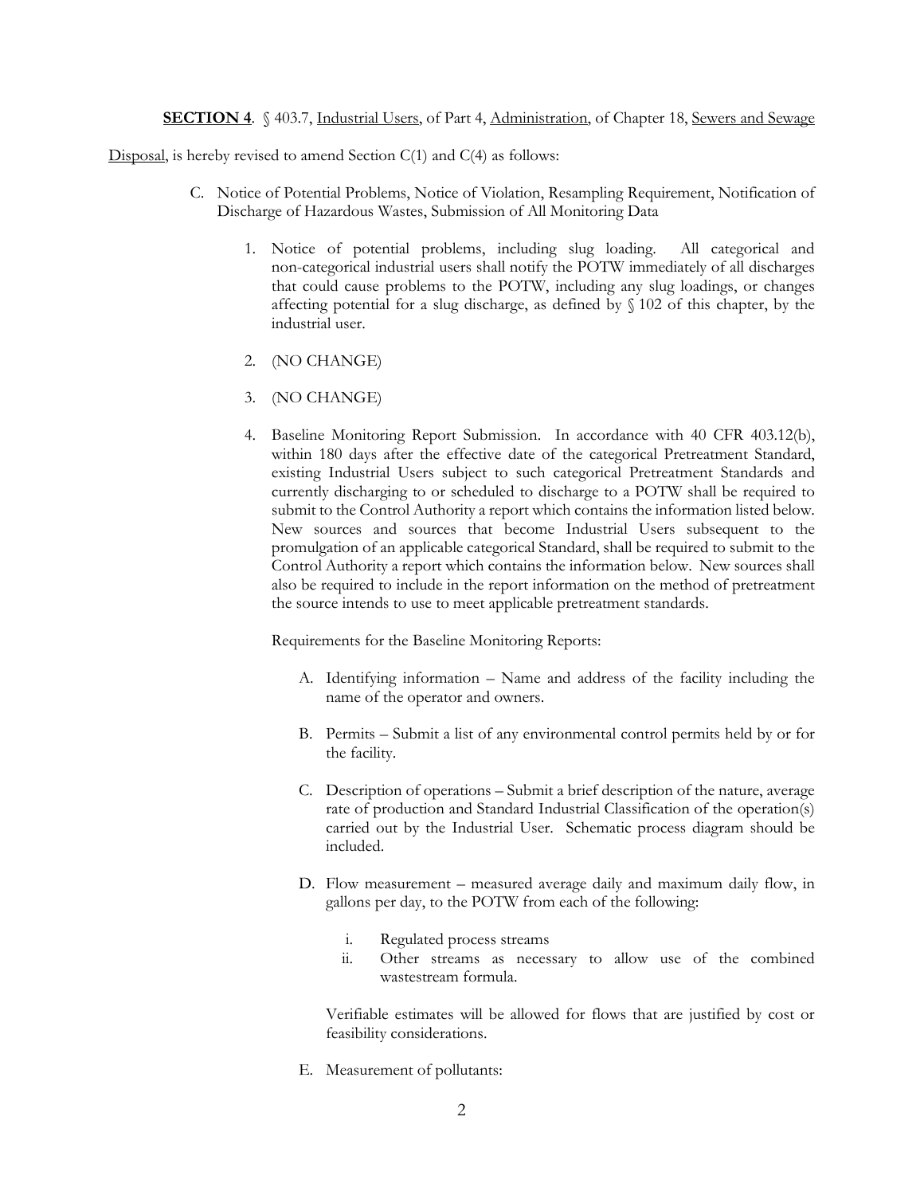**SECTION 4**. § 403.7, Industrial Users, of Part 4, Administration, of Chapter 18, Sewers and Sewage Disposal, is hereby revised to amend Section C(1) and C(4) as follows:

C. Notice of Potential Problems, Notice of Violation, Resampling Requirement, Notification of Discharge of Hazardous Wastes, Submission of All Monitoring Data

1. Notice of potential problems, including slug loading. All categorical and non-categorical industrial users shall notify the POTW immediately of all discharges that could cause problems to the POTW, including any slug loadings, or changes affecting potential for a slug discharge, as defined by § 102 of this chapter, by the industrial user.

2. (NO CHANGE)

3. (NO CHANGE)

4. Baseline Monitoring Report Submission. In accordance with 40 CFR 403.12(b), within 180 days after the effective date of the categorical Pretreatment Standard, existing Industrial Users subject to such categorical Pretreatment Standards and currently discharging to or scheduled to discharge to a POTW shall be required to submit to the Control Authority a report which contains the information listed below. New sources and sources that become Industrial Users subsequent to the promulgation of an applicable categorical Standard, shall be required to submit to the Control Authority a report which contains the information below. New sources shall also be required to include in the report information on the method of pretreatment the source intends to use to meet applicable pretreatment standards.

   Requirements for the Baseline Monitoring Reports:

   A. Identifying information – Name and address of the facility including the name of the operator and owners.

   B. Permits – Submit a list of any environmental control permits held by or for the facility.

   C. Description of operations – Submit a brief description of the nature, average rate of production and Standard Industrial Classification of the operation(s) carried out by the Industrial User. Schematic process diagram should be included.

   D. Flow measurement – measured average daily and maximum daily flow, in gallons per day, to the POTW from each of the following:

      i. Regulated process streams
      ii. Other streams as necessary to allow use of the combined wastestream formula.

      Verifiable estimates will be allowed for flows that are justified by cost or feasibility considerations.

   E. Measurement of pollutants: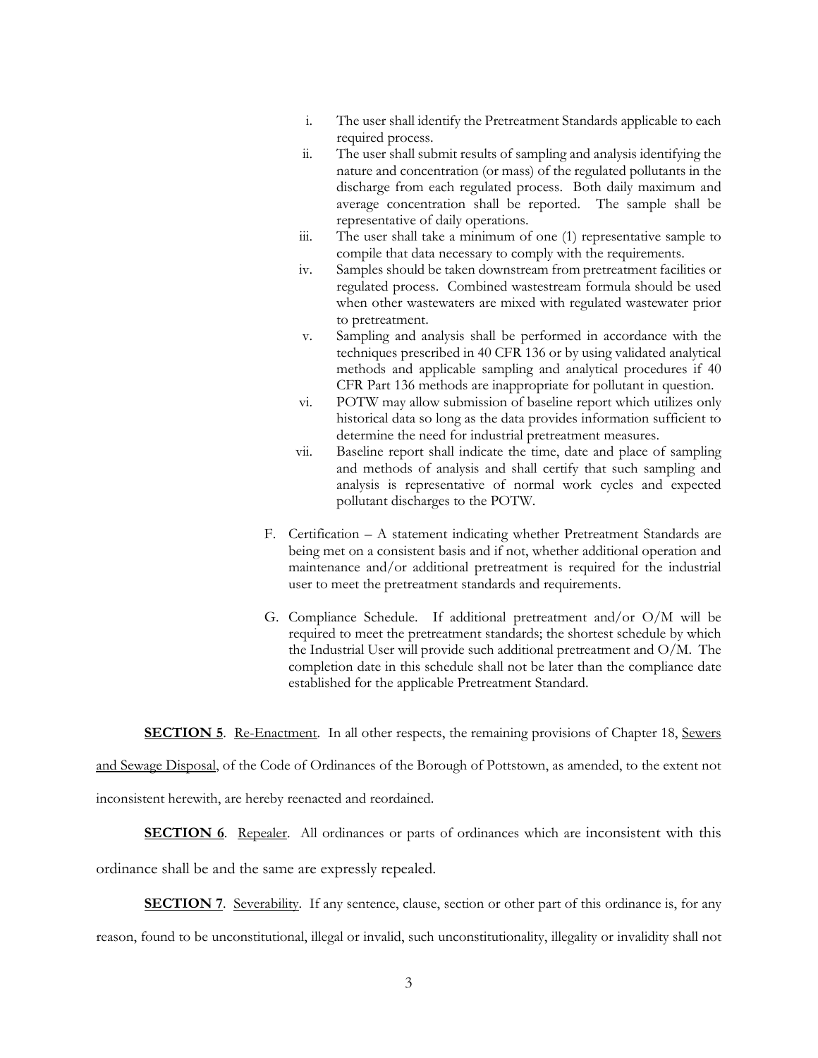i. The user shall identify the Pretreatment Standards applicable to each required process.
ii. The user shall submit results of sampling and analysis identifying the nature and concentration (or mass) of the regulated pollutants in the discharge from each regulated process. Both daily maximum and average concentration shall be reported. The sample shall be representative of daily operations.
iii. The user shall take a minimum of one (1) representative sample to compile that data necessary to comply with the requirements.
iv. Samples should be taken downstream from pretreatment facilities or regulated process. Combined wastestream formula should be used when other wastewaters are mixed with regulated wastewater prior to pretreatment.
v. Sampling and analysis shall be performed in accordance with the techniques prescribed in 40 CFR 136 or by using validated analytical methods and applicable sampling and analytical procedures if 40 CFR Part 136 methods are inappropriate for pollutant in question.
vi. POTW may allow submission of baseline report which utilizes only historical data so long as the data provides information sufficient to determine the need for industrial pretreatment measures.
vii. Baseline report shall indicate the time, date and place of sampling and methods of analysis and shall certify that such sampling and analysis is representative of normal work cycles and expected pollutant discharges to the POTW.

F. Certification – A statement indicating whether Pretreatment Standards are being met on a consistent basis and if not, whether additional operation and maintenance and/or additional pretreatment is required for the industrial user to meet the pretreatment standards and requirements.

G. Compliance Schedule. If additional pretreatment and/or O/M will be required to meet the pretreatment standards; the shortest schedule by which the Industrial User will provide such additional pretreatment and O/M. The completion date in this schedule shall not be later than the compliance date established for the applicable Pretreatment Standard.

**SECTION 5**. Re-Enactment. In all other respects, the remaining provisions of Chapter 18, Sewers and Sewage Disposal, of the Code of Ordinances of the Borough of Pottstown, as amended, to the extent not inconsistent herewith, are hereby reenacted and reordained.

**SECTION 6**. Repealer. All ordinances or parts of ordinances which are inconsistent with this ordinance shall be and the same are expressly repealed.

**SECTION 7**. Severability. If any sentence, clause, section or other part of this ordinance is, for any reason, found to be unconstitutional, illegal or invalid, such unconstitutionality, illegality or invalidity shall not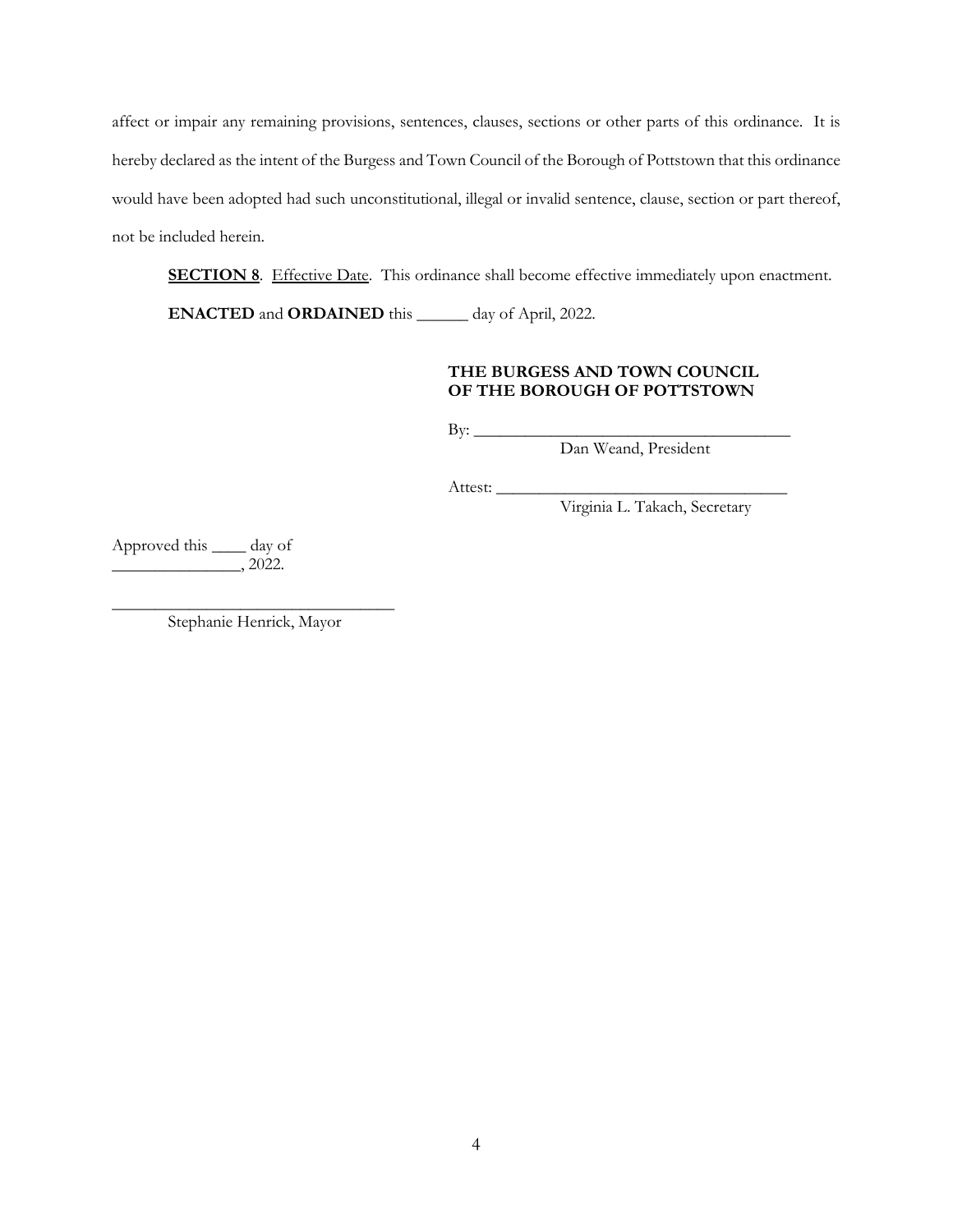affect or impair any remaining provisions, sentences, clauses, sections or other parts of this ordinance. It is hereby declared as the intent of the Burgess and Town Council of the Borough of Pottstown that this ordinance would have been adopted had such unconstitutional, illegal or invalid sentence, clause, section or part thereof, not be included herein.

**SECTION 8**. Effective Date. This ordinance shall become effective immediately upon enactment.

**ENACTED** and **ORDAINED** this ______ day of April, 2022.

**THE BURGESS AND TOWN COUNCIL OF THE BOROUGH OF POTTSTOWN**

By: ______________________________________
Dan Weand, President

Attest: ___________________________________
Virginia L. Takach, Secretary

Approved this ____ day of _______________, 2022.

__________________________________
Stephanie Henrick, Mayor